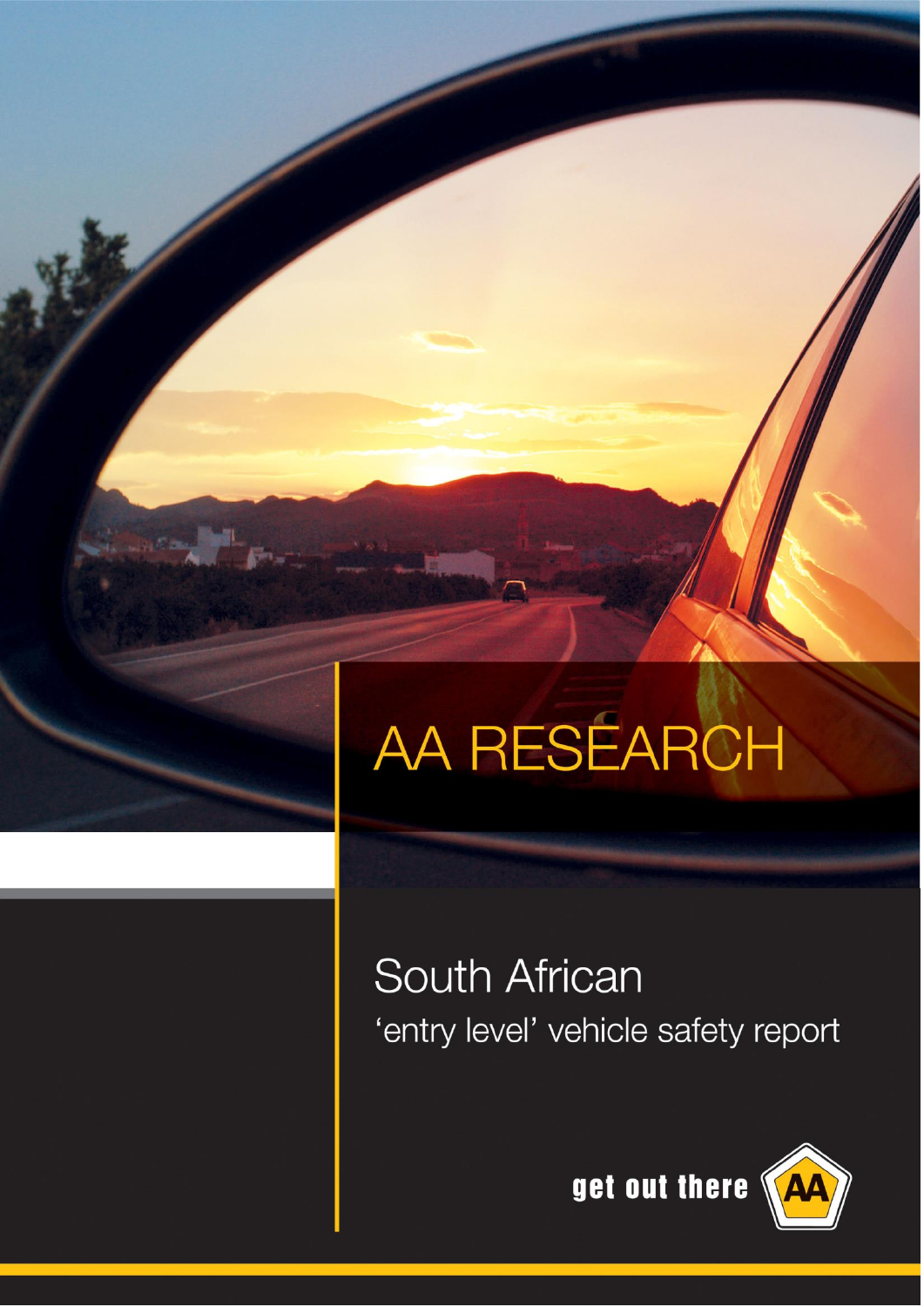# AA RESEARCH

## South African

'entry level' vehicle safety report

get out there AA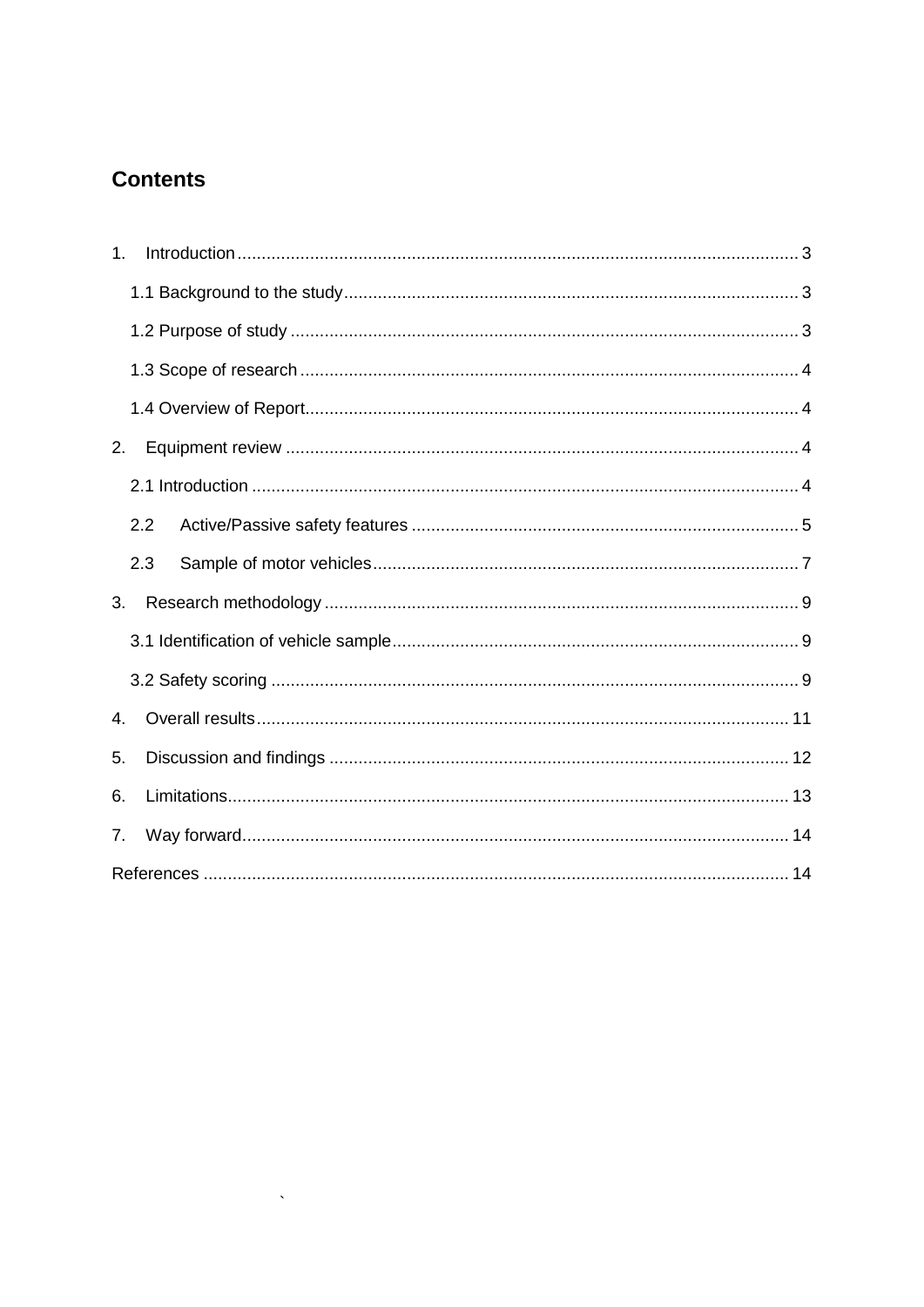# Contents

1. Introduction ... 3
   - 1.1 Background to the study ... 3
   - 1.2 Purpose of study ... 3
   - 1.3 Scope of research ... 4
   - 1.4 Overview of Report ... 4
2. Equipment review ... 4
   - 2.1 Introduction ... 4
   - 2.2 Active/Passive safety features ... 5
   - 2.3 Sample of motor vehicles ... 7
3. Research methodology ... 9
   - 3.1 Identification of vehicle sample ... 9
   - 3.2 Safety scoring ... 9
4. Overall results ... 11
5. Discussion and findings ... 12
6. Limitations ... 13
7. Way forward ... 14

References ... 14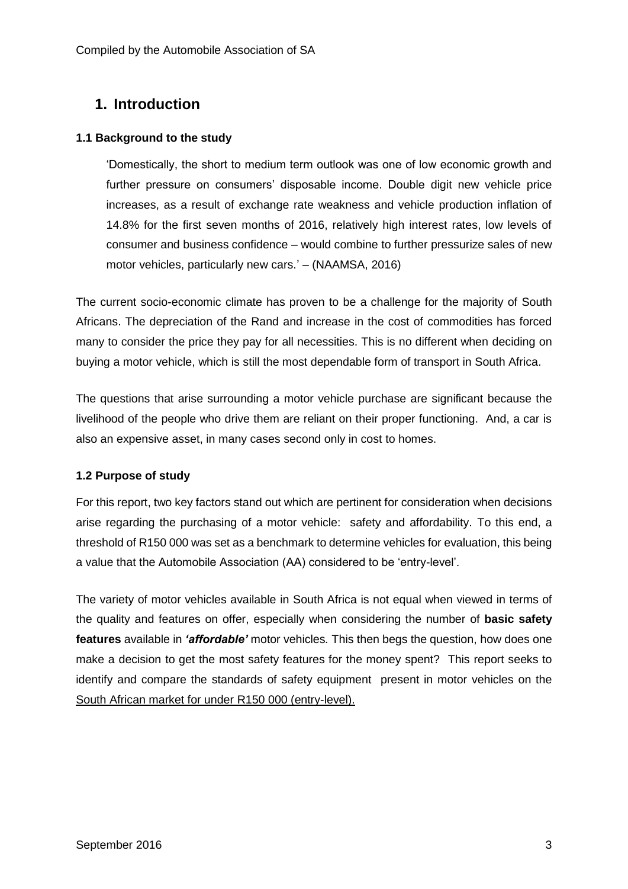# 1. Introduction

### 1.1 Background to the study

> 'Domestically, the short to medium term outlook was one of low economic growth and further pressure on consumers' disposable income. Double digit new vehicle price increases, as a result of exchange rate weakness and vehicle production inflation of 14.8% for the first seven months of 2016, relatively high interest rates, low levels of consumer and business confidence – would combine to further pressurize sales of new motor vehicles, particularly new cars.' – (NAAMSA, 2016)

The current socio-economic climate has proven to be a challenge for the majority of South Africans. The depreciation of the Rand and increase in the cost of commodities has forced many to consider the price they pay for all necessities. This is no different when deciding on buying a motor vehicle, which is still the most dependable form of transport in South Africa.

The questions that arise surrounding a motor vehicle purchase are significant because the livelihood of the people who drive them are reliant on their proper functioning. And, a car is also an expensive asset, in many cases second only in cost to homes.

### 1.2 Purpose of study

For this report, two key factors stand out which are pertinent for consideration when decisions arise regarding the purchasing of a motor vehicle: safety and affordability. To this end, a threshold of R150 000 was set as a benchmark to determine vehicles for evaluation, this being a value that the Automobile Association (AA) considered to be 'entry-level'.

The variety of motor vehicles available in South Africa is not equal when viewed in terms of the quality and features on offer, especially when considering the number of **basic safety features** available in ***'affordable'*** motor vehicles. This then begs the question, how does one make a decision to get the most safety features for the money spent? This report seeks to identify and compare the standards of safety equipment present in motor vehicles on the South African market for under R150 000 (entry-level).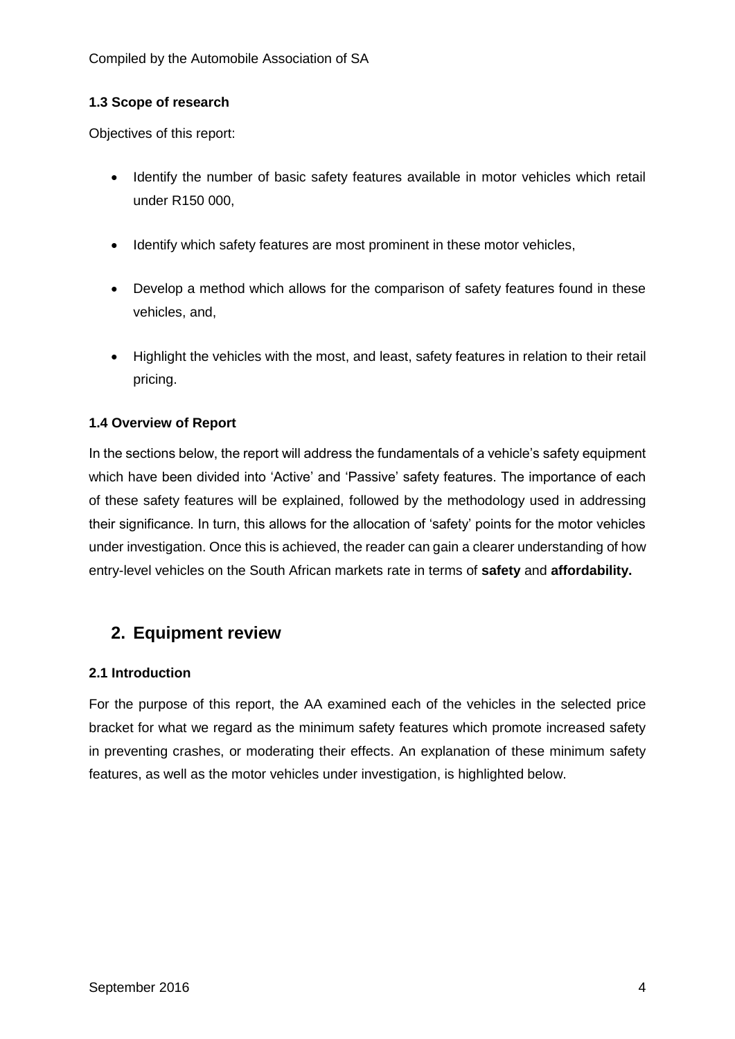### 1.3 Scope of research

Objectives of this report:

- Identify the number of basic safety features available in motor vehicles which retail under R150 000,
- Identify which safety features are most prominent in these motor vehicles,
- Develop a method which allows for the comparison of safety features found in these vehicles, and,
- Highlight the vehicles with the most, and least, safety features in relation to their retail pricing.

### 1.4 Overview of Report

In the sections below, the report will address the fundamentals of a vehicle's safety equipment which have been divided into 'Active' and 'Passive' safety features. The importance of each of these safety features will be explained, followed by the methodology used in addressing their significance. In turn, this allows for the allocation of 'safety' points for the motor vehicles under investigation. Once this is achieved, the reader can gain a clearer understanding of how entry-level vehicles on the South African markets rate in terms of **safety** and **affordability.**

## 2. Equipment review

### 2.1 Introduction

For the purpose of this report, the AA examined each of the vehicles in the selected price bracket for what we regard as the minimum safety features which promote increased safety in preventing crashes, or moderating their effects. An explanation of these minimum safety features, as well as the motor vehicles under investigation, is highlighted below.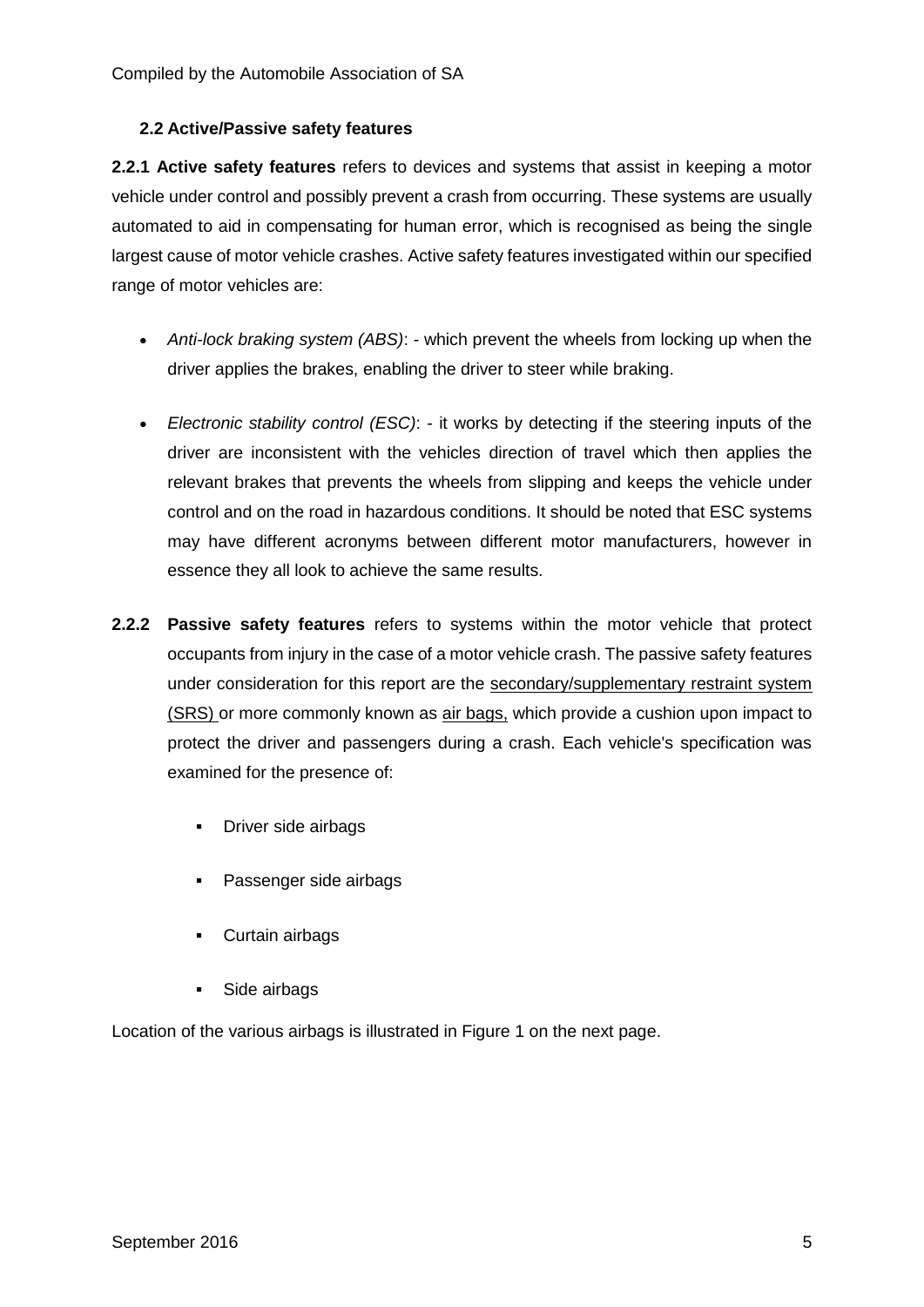### 2.2 Active/Passive safety features

**2.2.1 Active safety features** refers to devices and systems that assist in keeping a motor vehicle under control and possibly prevent a crash from occurring. These systems are usually automated to aid in compensating for human error, which is recognised as being the single largest cause of motor vehicle crashes. Active safety features investigated within our specified range of motor vehicles are:

- *Anti-lock braking system (ABS)*: - which prevent the wheels from locking up when the driver applies the brakes, enabling the driver to steer while braking.
- *Electronic stability control (ESC)*: - it works by detecting if the steering inputs of the driver are inconsistent with the vehicles direction of travel which then applies the relevant brakes that prevents the wheels from slipping and keeps the vehicle under control and on the road in hazardous conditions. It should be noted that ESC systems may have different acronyms between different motor manufacturers, however in essence they all look to achieve the same results.

**2.2.2 Passive safety features** refers to systems within the motor vehicle that protect occupants from injury in the case of a motor vehicle crash. The passive safety features under consideration for this report are the secondary/supplementary restraint system (SRS) or more commonly known as air bags, which provide a cushion upon impact to protect the driver and passengers during a crash. Each vehicle's specification was examined for the presence of:

- Driver side airbags
- Passenger side airbags
- Curtain airbags
- Side airbags

Location of the various airbags is illustrated in Figure 1 on the next page.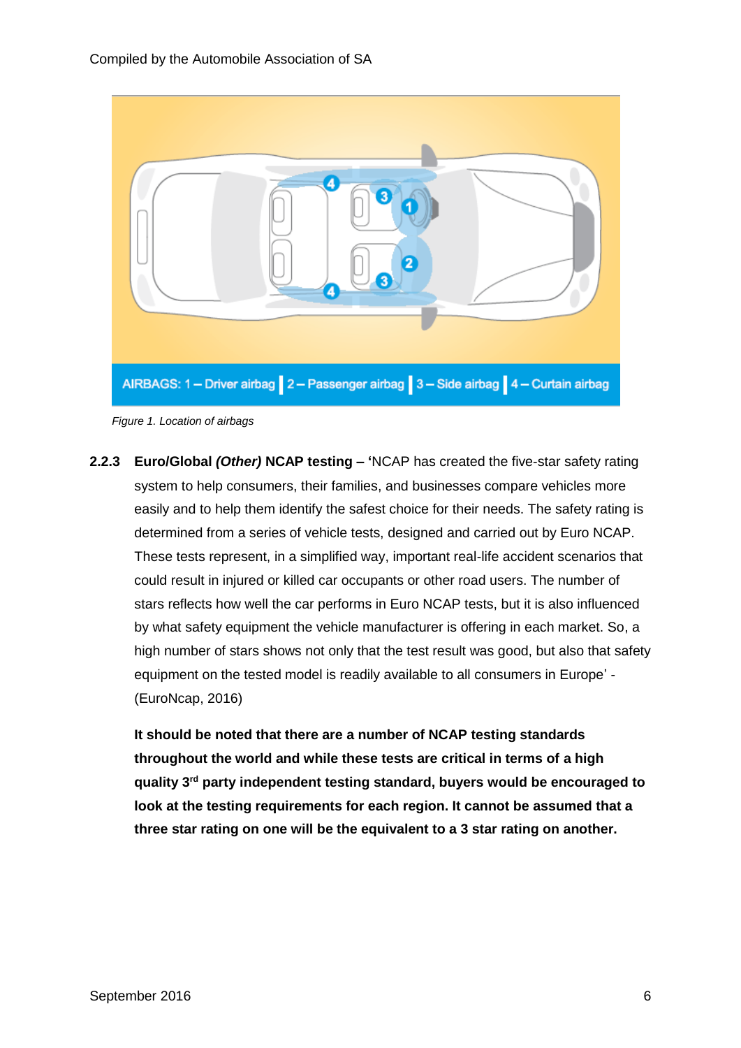AIRBAGS: 1 – Driver airbag | 2 – Passenger airbag | 3 – Side airbag | 4 – Curtain airbag

*Figure 1. Location of airbags*

**2.2.3 Euro/Global *(Other)* NCAP testing –** 'NCAP has created the five-star safety rating system to help consumers, their families, and businesses compare vehicles more easily and to help them identify the safest choice for their needs. The safety rating is determined from a series of vehicle tests, designed and carried out by Euro NCAP. These tests represent, in a simplified way, important real-life accident scenarios that could result in injured or killed car occupants or other road users. The number of stars reflects how well the car performs in Euro NCAP tests, but it is also influenced by what safety equipment the vehicle manufacturer is offering in each market. So, a high number of stars shows not only that the test result was good, but also that safety equipment on the tested model is readily available to all consumers in Europe' - (EuroNcap, 2016)

**It should be noted that there are a number of NCAP testing standards throughout the world and while these tests are critical in terms of a high quality 3rd party independent testing standard, buyers would be encouraged to look at the testing requirements for each region. It cannot be assumed that a three star rating on one will be the equivalent to a 3 star rating on another.**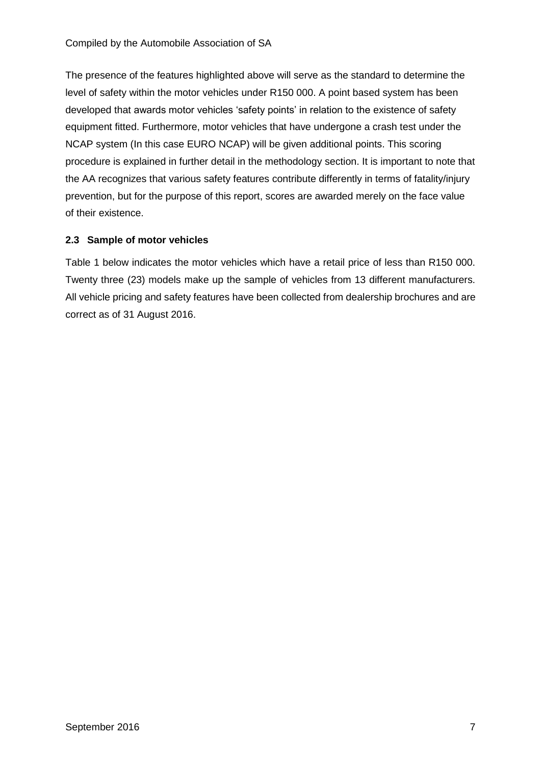The presence of the features highlighted above will serve as the standard to determine the level of safety within the motor vehicles under R150 000. A point based system has been developed that awards motor vehicles 'safety points' in relation to the existence of safety equipment fitted. Furthermore, motor vehicles that have undergone a crash test under the NCAP system (In this case EURO NCAP) will be given additional points. This scoring procedure is explained in further detail in the methodology section. It is important to note that the AA recognizes that various safety features contribute differently in terms of fatality/injury prevention, but for the purpose of this report, scores are awarded merely on the face value of their existence.

### 2.3 Sample of motor vehicles

Table 1 below indicates the motor vehicles which have a retail price of less than R150 000. Twenty three (23) models make up the sample of vehicles from 13 different manufacturers. All vehicle pricing and safety features have been collected from dealership brochures and are correct as of 31 August 2016.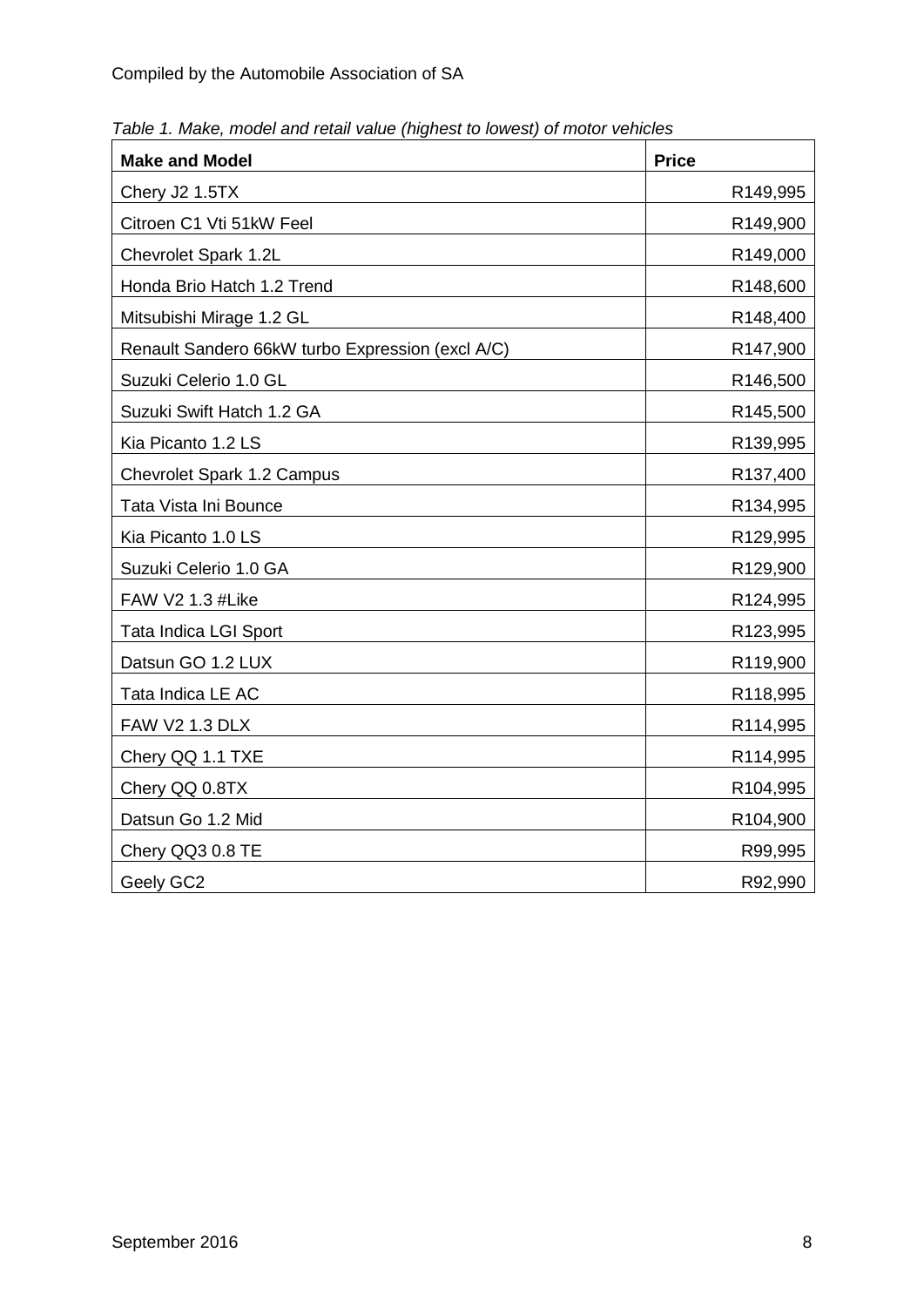Compiled by the Automobile Association of SA

*Table 1. Make, model and retail value (highest to lowest) of motor vehicles*

| **Make and Model** | **Price** |
|---|---|
| Chery J2 1.5TX | R149,995 |
| Citroen C1 Vti 51kW Feel | R149,900 |
| Chevrolet Spark 1.2L | R149,000 |
| Honda Brio Hatch 1.2 Trend | R148,600 |
| Mitsubishi Mirage 1.2 GL | R148,400 |
| Renault Sandero 66kW turbo Expression (excl A/C) | R147,900 |
| Suzuki Celerio 1.0 GL | R146,500 |
| Suzuki Swift Hatch 1.2 GA | R145,500 |
| Kia Picanto 1.2 LS | R139,995 |
| Chevrolet Spark 1.2 Campus | R137,400 |
| Tata Vista Ini Bounce | R134,995 |
| Kia Picanto 1.0 LS | R129,995 |
| Suzuki Celerio 1.0 GA | R129,900 |
| FAW V2 1.3 #Like | R124,995 |
| Tata Indica LGI Sport | R123,995 |
| Datsun GO 1.2 LUX | R119,900 |
| Tata Indica LE AC | R118,995 |
| FAW V2 1.3 DLX | R114,995 |
| Chery QQ 1.1 TXE | R114,995 |
| Chery QQ 0.8TX | R104,995 |
| Datsun Go 1.2 Mid | R104,900 |
| Chery QQ3 0.8 TE | R99,995 |
| Geely GC2 | R92,990 |

September 2016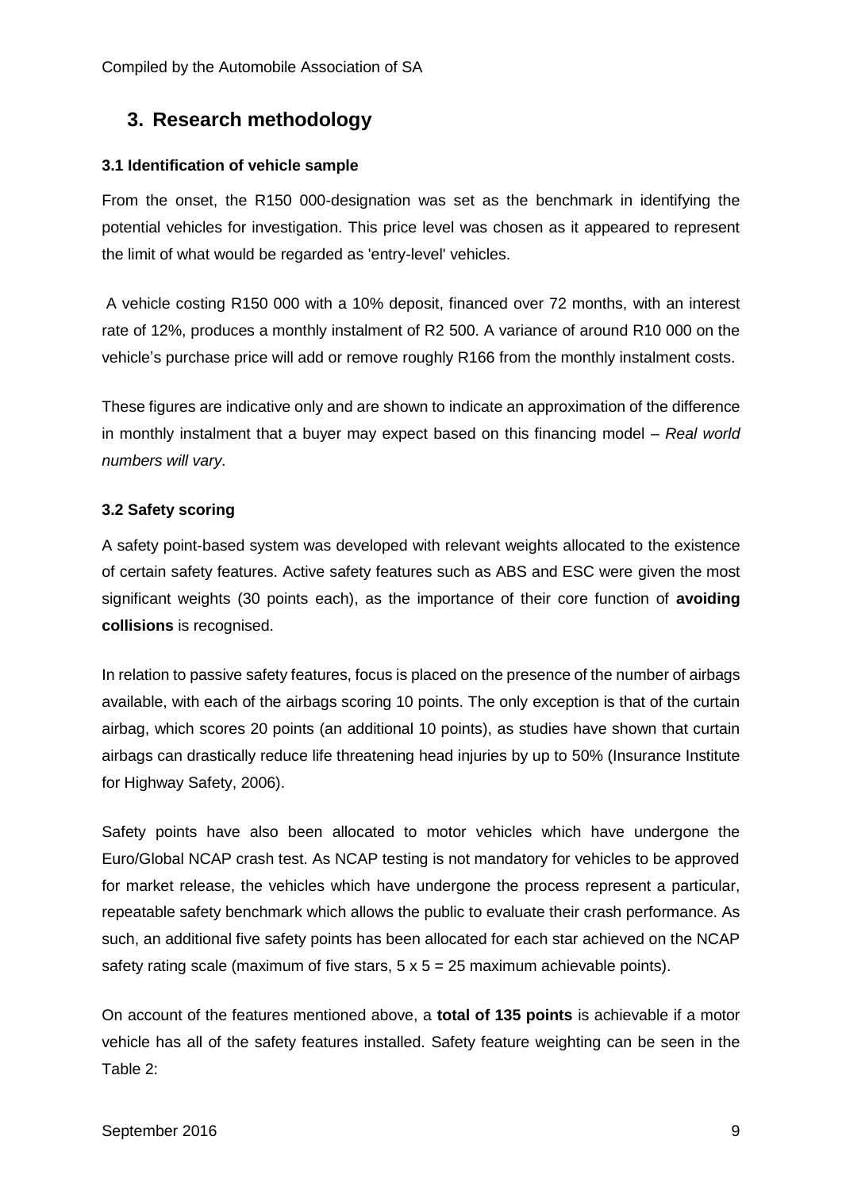## 3. Research methodology

### 3.1 Identification of vehicle sample

From the onset, the R150 000-designation was set as the benchmark in identifying the potential vehicles for investigation. This price level was chosen as it appeared to represent the limit of what would be regarded as 'entry-level' vehicles.

A vehicle costing R150 000 with a 10% deposit, financed over 72 months, with an interest rate of 12%, produces a monthly instalment of R2 500. A variance of around R10 000 on the vehicle's purchase price will add or remove roughly R166 from the monthly instalment costs.

These figures are indicative only and are shown to indicate an approximation of the difference in monthly instalment that a buyer may expect based on this financing model – *Real world numbers will vary.*

### 3.2 Safety scoring

A safety point-based system was developed with relevant weights allocated to the existence of certain safety features. Active safety features such as ABS and ESC were given the most significant weights (30 points each), as the importance of their core function of **avoiding collisions** is recognised.

In relation to passive safety features, focus is placed on the presence of the number of airbags available, with each of the airbags scoring 10 points. The only exception is that of the curtain airbag, which scores 20 points (an additional 10 points), as studies have shown that curtain airbags can drastically reduce life threatening head injuries by up to 50% (Insurance Institute for Highway Safety, 2006).

Safety points have also been allocated to motor vehicles which have undergone the Euro/Global NCAP crash test. As NCAP testing is not mandatory for vehicles to be approved for market release, the vehicles which have undergone the process represent a particular, repeatable safety benchmark which allows the public to evaluate their crash performance. As such, an additional five safety points has been allocated for each star achieved on the NCAP safety rating scale (maximum of five stars, 5 x 5 = 25 maximum achievable points).

On account of the features mentioned above, a **total of 135 points** is achievable if a motor vehicle has all of the safety features installed. Safety feature weighting can be seen in the Table 2: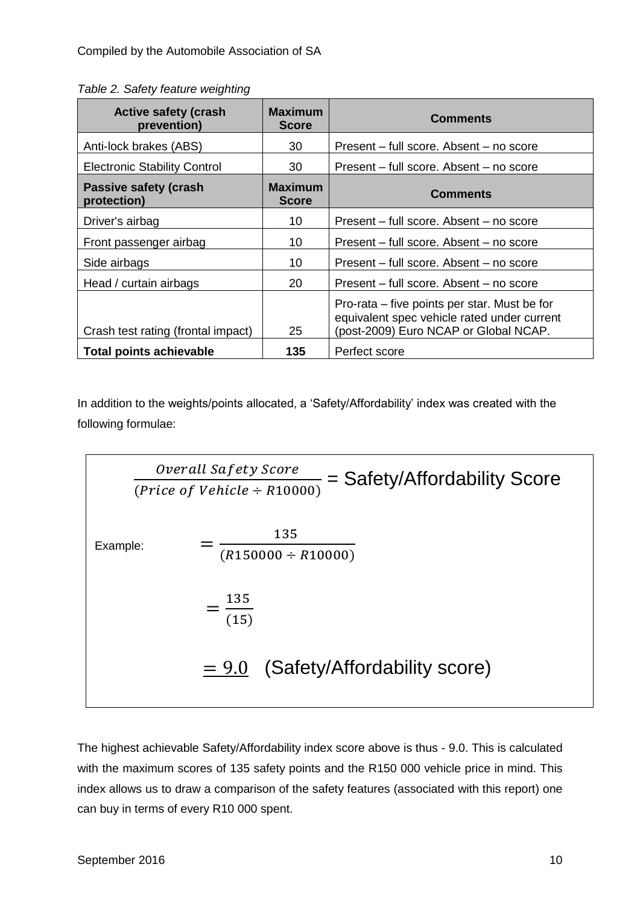*Table 2. Safety feature weighting*

| Active safety (crash prevention) | Maximum Score | Comments |
|---|---|---|
| Anti-lock brakes (ABS) | 30 | Present – full score. Absent – no score |
| Electronic Stability Control | 30 | Present – full score. Absent – no score |
| **Passive safety (crash protection)** | **Maximum Score** | **Comments** |
| Driver's airbag | 10 | Present – full score. Absent – no score |
| Front passenger airbag | 10 | Present – full score. Absent – no score |
| Side airbags | 10 | Present – full score. Absent – no score |
| Head / curtain airbags | 20 | Present – full score. Absent – no score |
| Crash test rating (frontal impact) | 25 | Pro-rata – five points per star. Must be for equivalent spec vehicle rated under current (post-2009) Euro NCAP or Global NCAP. |
| **Total points achievable** | **135** | Perfect score |

In addition to the weights/points allocated, a 'Safety/Affordability' index was created with the following formulae:

$$\frac{Overall\ Safety\ Score}{(Price\ of\ Vehicle \div R10000)} = \text{Safety/Affordability Score}$$

Example:

$$= \frac{135}{(R150000 \div R10000)}$$

$$= \frac{135}{(15)}$$

$$= \underline{9.0} \quad \text{(Safety/Affordability score)}$$

The highest achievable Safety/Affordability index score above is thus - 9.0. This is calculated with the maximum scores of 135 safety points and the R150 000 vehicle price in mind. This index allows us to draw a comparison of the safety features (associated with this report) one can buy in terms of every R10 000 spent.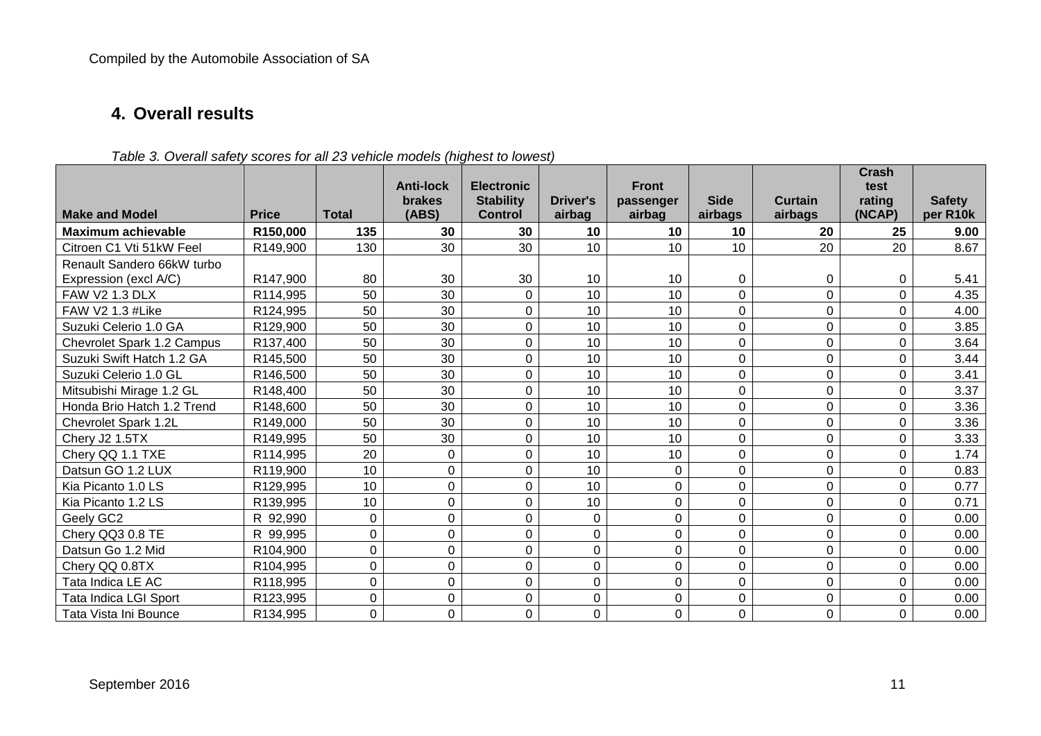## 4. Overall results

*Table 3. Overall safety scores for all 23 vehicle models (highest to lowest)*

| Make and Model | Price | Total | Anti-lock brakes (ABS) | Electronic Stability Control | Driver's airbag | Front passenger airbag | Side airbags | Curtain airbags | Crash test rating (NCAP) | Safety per R10k |
|---|---|---|---|---|---|---|---|---|---|---|
| **Maximum achievable** | **R150,000** | **135** | **30** | **30** | **10** | **10** | **10** | **20** | **25** | **9.00** |
| Citroen C1 Vti 51kW Feel | R149,900 | 130 | 30 | 30 | 10 | 10 | 10 | 20 | 20 | 8.67 |
| Renault Sandero 66kW turbo Expression (excl A/C) | R147,900 | 80 | 30 | 30 | 10 | 10 | 0 | 0 | 0 | 5.41 |
| FAW V2 1.3 DLX | R114,995 | 50 | 30 | 0 | 10 | 10 | 0 | 0 | 0 | 4.35 |
| FAW V2 1.3 #Like | R124,995 | 50 | 30 | 0 | 10 | 10 | 0 | 0 | 0 | 4.00 |
| Suzuki Celerio 1.0 GA | R129,900 | 50 | 30 | 0 | 10 | 10 | 0 | 0 | 0 | 3.85 |
| Chevrolet Spark 1.2 Campus | R137,400 | 50 | 30 | 0 | 10 | 10 | 0 | 0 | 0 | 3.64 |
| Suzuki Swift Hatch 1.2 GA | R145,500 | 50 | 30 | 0 | 10 | 10 | 0 | 0 | 0 | 3.44 |
| Suzuki Celerio 1.0 GL | R146,500 | 50 | 30 | 0 | 10 | 10 | 0 | 0 | 0 | 3.41 |
| Mitsubishi Mirage 1.2 GL | R148,400 | 50 | 30 | 0 | 10 | 10 | 0 | 0 | 0 | 3.37 |
| Honda Brio Hatch 1.2 Trend | R148,600 | 50 | 30 | 0 | 10 | 10 | 0 | 0 | 0 | 3.36 |
| Chevrolet Spark 1.2L | R149,000 | 50 | 30 | 0 | 10 | 10 | 0 | 0 | 0 | 3.36 |
| Chery J2 1.5TX | R149,995 | 50 | 30 | 0 | 10 | 10 | 0 | 0 | 0 | 3.33 |
| Chery QQ 1.1 TXE | R114,995 | 20 | 0 | 0 | 10 | 10 | 0 | 0 | 0 | 1.74 |
| Datsun GO 1.2 LUX | R119,900 | 10 | 0 | 0 | 10 | 0 | 0 | 0 | 0 | 0.83 |
| Kia Picanto 1.0 LS | R129,995 | 10 | 0 | 0 | 10 | 0 | 0 | 0 | 0 | 0.77 |
| Kia Picanto 1.2 LS | R139,995 | 10 | 0 | 0 | 10 | 0 | 0 | 0 | 0 | 0.71 |
| Geely GC2 | R 92,990 | 0 | 0 | 0 | 0 | 0 | 0 | 0 | 0 | 0.00 |
| Chery QQ3 0.8 TE | R 99,995 | 0 | 0 | 0 | 0 | 0 | 0 | 0 | 0 | 0.00 |
| Datsun Go 1.2 Mid | R104,900 | 0 | 0 | 0 | 0 | 0 | 0 | 0 | 0 | 0.00 |
| Chery QQ 0.8TX | R104,995 | 0 | 0 | 0 | 0 | 0 | 0 | 0 | 0 | 0.00 |
| Tata Indica LE AC | R118,995 | 0 | 0 | 0 | 0 | 0 | 0 | 0 | 0 | 0.00 |
| Tata Indica LGI Sport | R123,995 | 0 | 0 | 0 | 0 | 0 | 0 | 0 | 0 | 0.00 |
| Tata Vista Ini Bounce | R134,995 | 0 | 0 | 0 | 0 | 0 | 0 | 0 | 0 | 0.00 |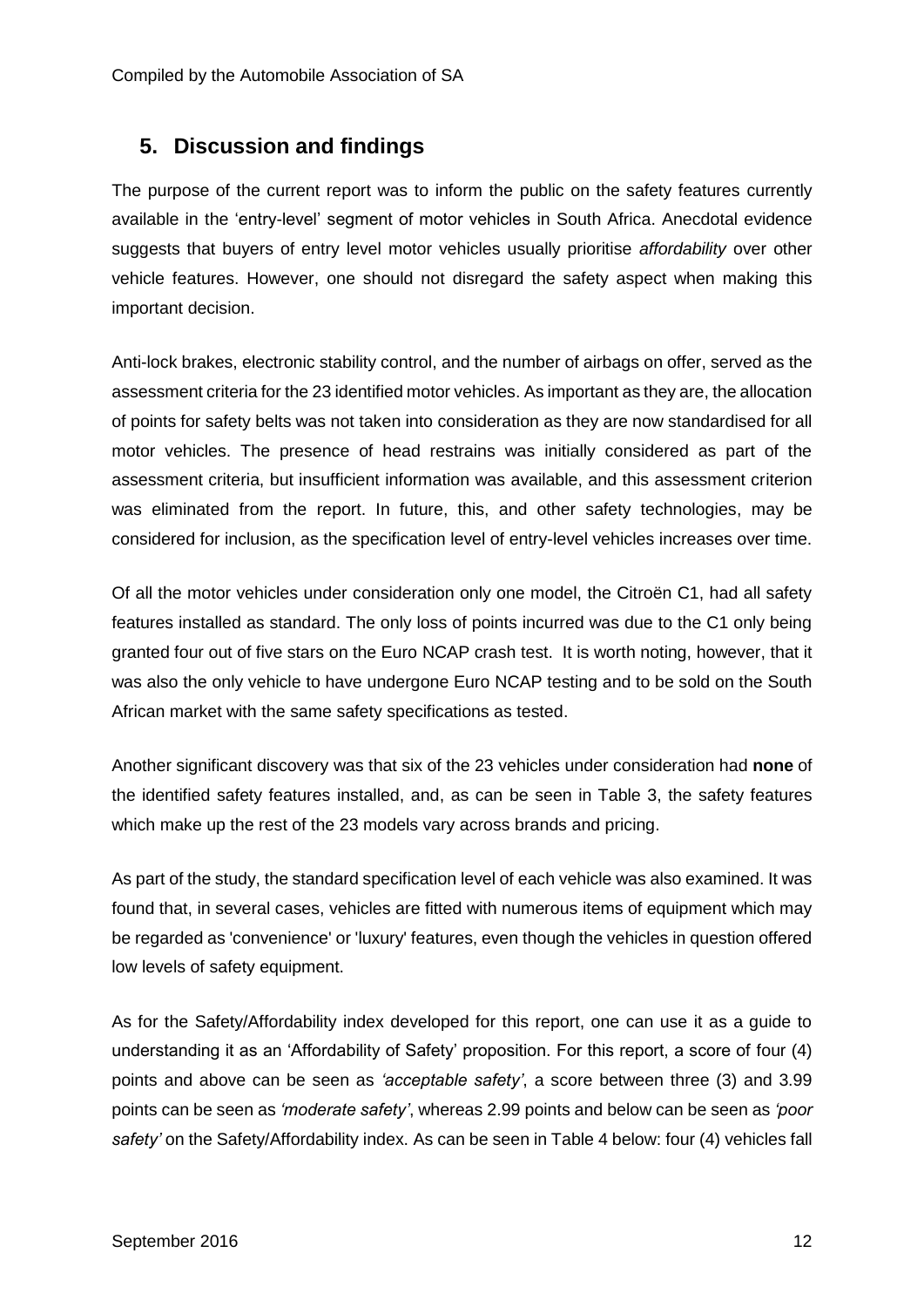## 5. Discussion and findings

The purpose of the current report was to inform the public on the safety features currently available in the 'entry-level' segment of motor vehicles in South Africa. Anecdotal evidence suggests that buyers of entry level motor vehicles usually prioritise *affordability* over other vehicle features. However, one should not disregard the safety aspect when making this important decision.

Anti-lock brakes, electronic stability control, and the number of airbags on offer, served as the assessment criteria for the 23 identified motor vehicles. As important as they are, the allocation of points for safety belts was not taken into consideration as they are now standardised for all motor vehicles. The presence of head restrains was initially considered as part of the assessment criteria, but insufficient information was available, and this assessment criterion was eliminated from the report. In future, this, and other safety technologies, may be considered for inclusion, as the specification level of entry-level vehicles increases over time.

Of all the motor vehicles under consideration only one model, the Citroën C1, had all safety features installed as standard. The only loss of points incurred was due to the C1 only being granted four out of five stars on the Euro NCAP crash test. It is worth noting, however, that it was also the only vehicle to have undergone Euro NCAP testing and to be sold on the South African market with the same safety specifications as tested.

Another significant discovery was that six of the 23 vehicles under consideration had **none** of the identified safety features installed, and, as can be seen in Table 3, the safety features which make up the rest of the 23 models vary across brands and pricing.

As part of the study, the standard specification level of each vehicle was also examined. It was found that, in several cases, vehicles are fitted with numerous items of equipment which may be regarded as 'convenience' or 'luxury' features, even though the vehicles in question offered low levels of safety equipment.

As for the Safety/Affordability index developed for this report, one can use it as a guide to understanding it as an 'Affordability of Safety' proposition. For this report, a score of four (4) points and above can be seen as *'acceptable safety'*, a score between three (3) and 3.99 points can be seen as *'moderate safety'*, whereas 2.99 points and below can be seen as *'poor safety'* on the Safety/Affordability index. As can be seen in Table 4 below: four (4) vehicles fall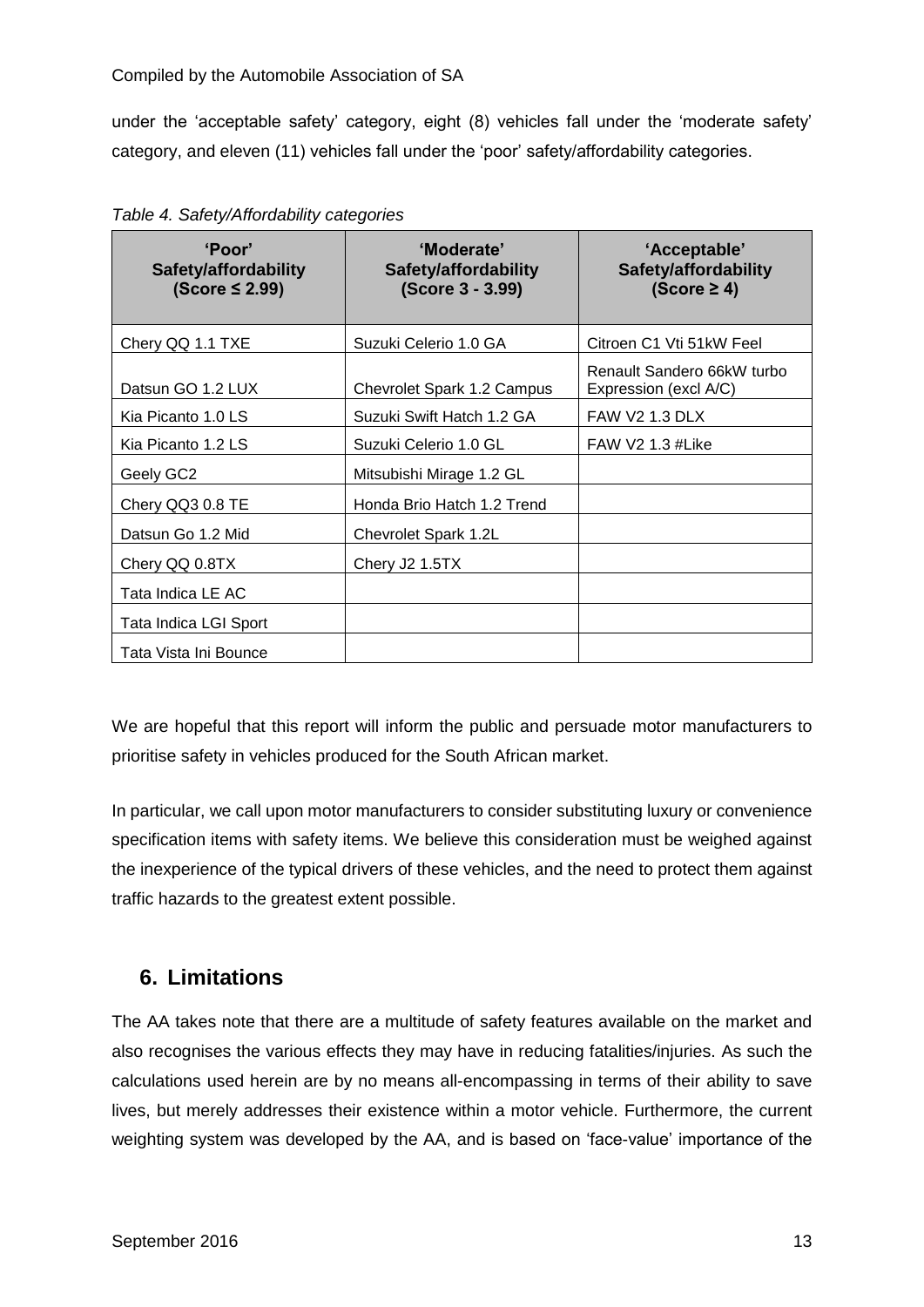under the 'acceptable safety' category, eight (8) vehicles fall under the 'moderate safety' category, and eleven (11) vehicles fall under the 'poor' safety/affordability categories.

*Table 4. Safety/Affordability categories*

| 'Poor' Safety/affordability (Score ≤ 2.99) | 'Moderate' Safety/affordability (Score 3 - 3.99) | 'Acceptable' Safety/affordability (Score ≥ 4) |
|---|---|---|
| Chery QQ 1.1 TXE | Suzuki Celerio 1.0 GA | Citroen C1 Vti 51kW Feel |
| Datsun GO 1.2 LUX | Chevrolet Spark 1.2 Campus | Renault Sandero 66kW turbo Expression (excl A/C) |
| Kia Picanto 1.0 LS | Suzuki Swift Hatch 1.2 GA | FAW V2 1.3 DLX |
| Kia Picanto 1.2 LS | Suzuki Celerio 1.0 GL | FAW V2 1.3 #Like |
| Geely GC2 | Mitsubishi Mirage 1.2 GL | |
| Chery QQ3 0.8 TE | Honda Brio Hatch 1.2 Trend | |
| Datsun Go 1.2 Mid | Chevrolet Spark 1.2L | |
| Chery QQ 0.8TX | Chery J2 1.5TX | |
| Tata Indica LE AC | | |
| Tata Indica LGI Sport | | |
| Tata Vista Ini Bounce | | |

We are hopeful that this report will inform the public and persuade motor manufacturers to prioritise safety in vehicles produced for the South African market.

In particular, we call upon motor manufacturers to consider substituting luxury or convenience specification items with safety items. We believe this consideration must be weighed against the inexperience of the typical drivers of these vehicles, and the need to protect them against traffic hazards to the greatest extent possible.

## 6. Limitations

The AA takes note that there are a multitude of safety features available on the market and also recognises the various effects they may have in reducing fatalities/injuries. As such the calculations used herein are by no means all-encompassing in terms of their ability to save lives, but merely addresses their existence within a motor vehicle. Furthermore, the current weighting system was developed by the AA, and is based on 'face-value' importance of the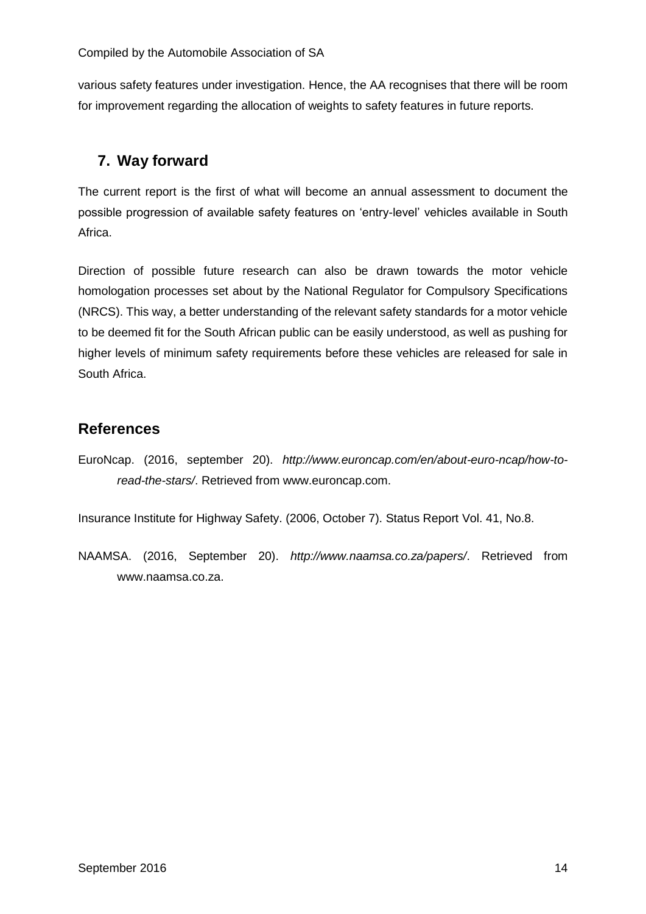various safety features under investigation. Hence, the AA recognises that there will be room for improvement regarding the allocation of weights to safety features in future reports.

## 7. Way forward

The current report is the first of what will become an annual assessment to document the possible progression of available safety features on 'entry-level' vehicles available in South Africa.

Direction of possible future research can also be drawn towards the motor vehicle homologation processes set about by the National Regulator for Compulsory Specifications (NRCS). This way, a better understanding of the relevant safety standards for a motor vehicle to be deemed fit for the South African public can be easily understood, as well as pushing for higher levels of minimum safety requirements before these vehicles are released for sale in South Africa.

## References

EuroNcap. (2016, september 20). *http://www.euroncap.com/en/about-euro-ncap/how-to-read-the-stars/*. Retrieved from www.euroncap.com.

Insurance Institute for Highway Safety. (2006, October 7). Status Report Vol. 41, No.8.

NAAMSA. (2016, September 20). *http://www.naamsa.co.za/papers/*. Retrieved from www.naamsa.co.za.